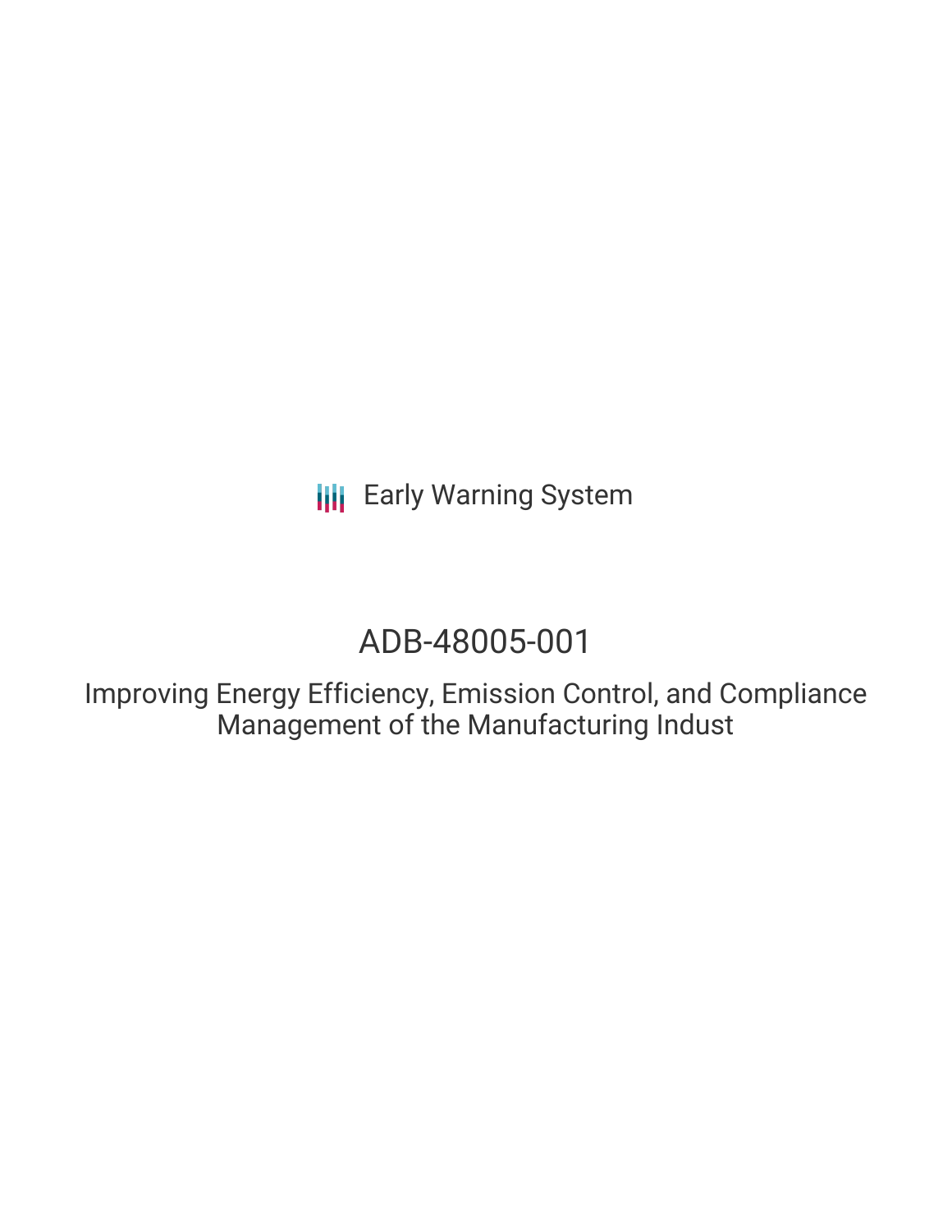Early Warning System

# ADB-48005-001

Improving Energy Efficiency, Emission Control, and Compliance Management of the Manufacturing Indust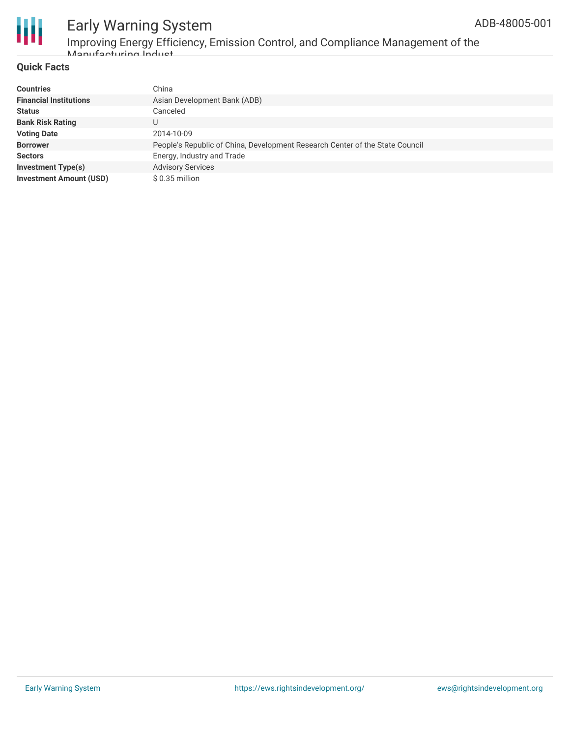## Quick Facts

| | |
|---|---|
| **Countries** | China |
| **Financial Institutions** | Asian Development Bank (ADB) |
| **Status** | Canceled |
| **Bank Risk Rating** | U |
| **Voting Date** | 2014-10-09 |
| **Borrower** | People's Republic of China, Development Research Center of the State Council |
| **Sectors** | Energy, Industry and Trade |
| **Investment Type(s)** | Advisory Services |
| **Investment Amount (USD)** | $ 0.35 million |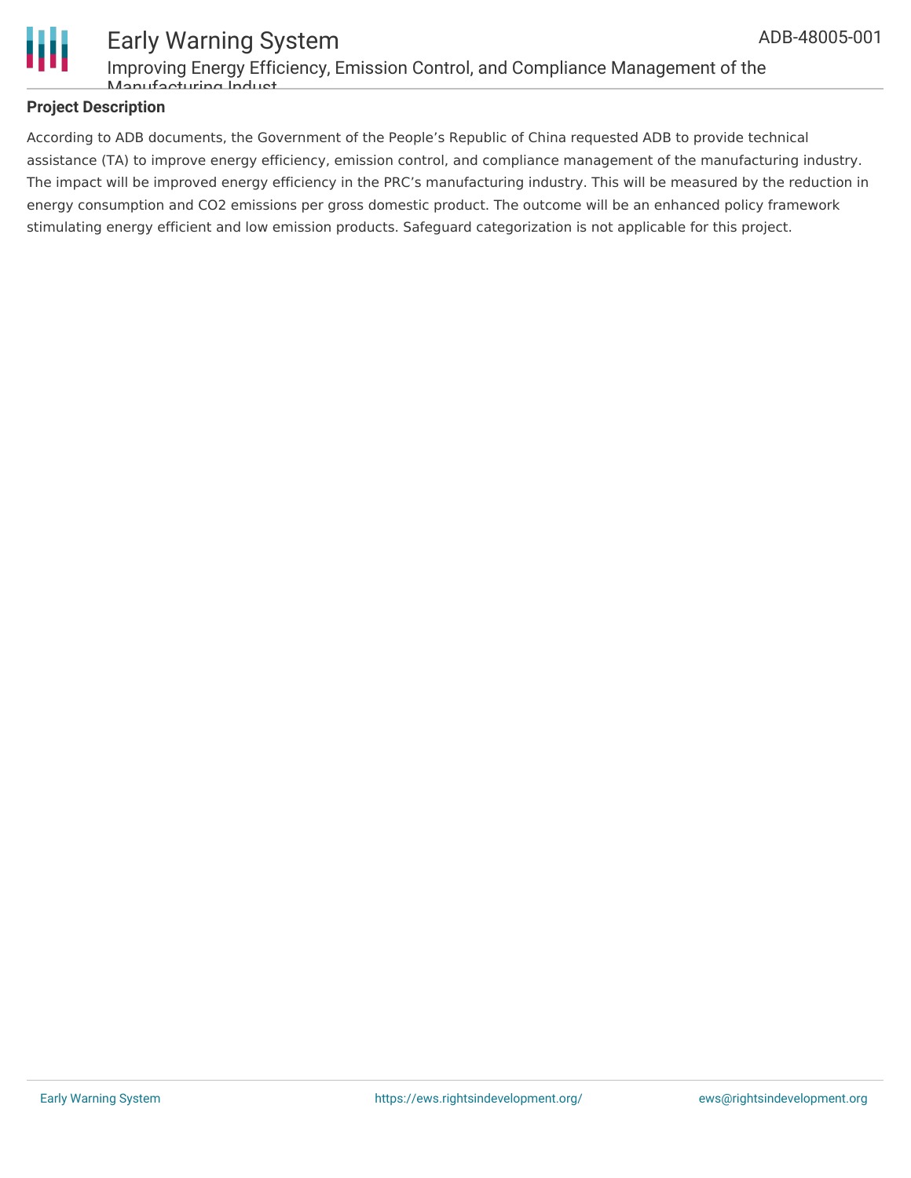**Project Description**

According to ADB documents, the Government of the People's Republic of China requested ADB to provide technical assistance (TA) to improve energy efficiency, emission control, and compliance management of the manufacturing industry. The impact will be improved energy efficiency in the PRC's manufacturing industry. This will be measured by the reduction in energy consumption and $CO_2$ emissions per gross domestic product. The outcome will be an enhanced policy framework stimulating energy efficient and low emission products. Safeguard categorization is not applicable for this project.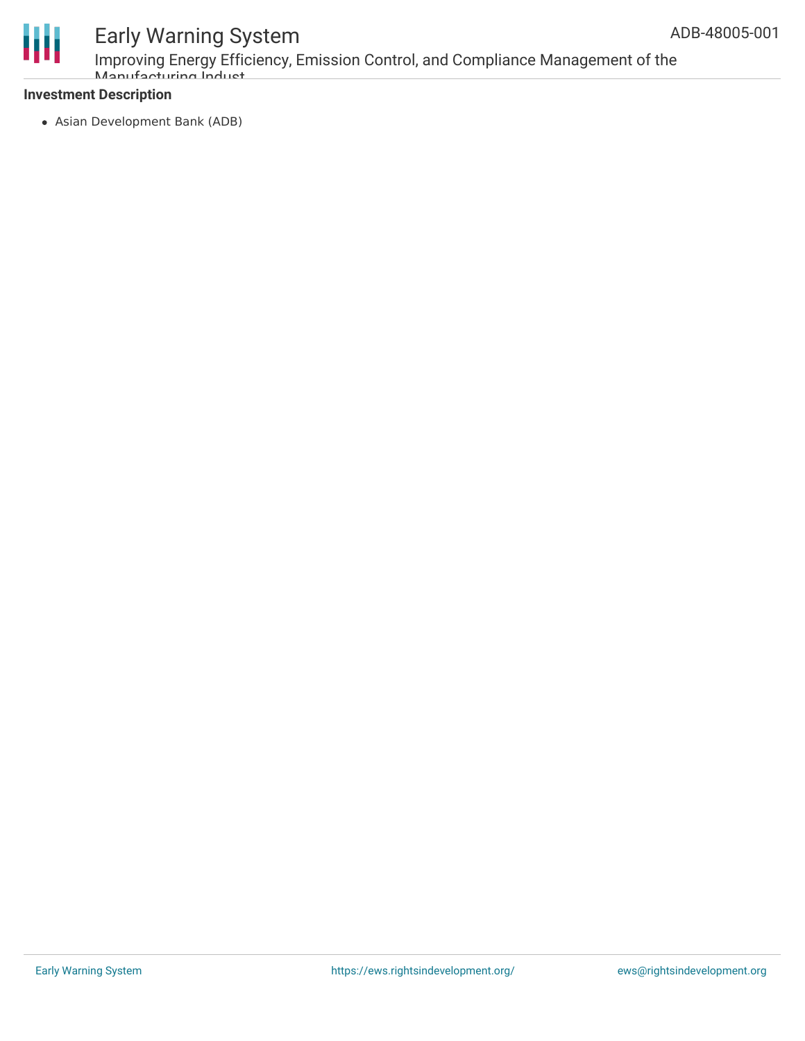**Investment Description**

- Asian Development Bank (ADB)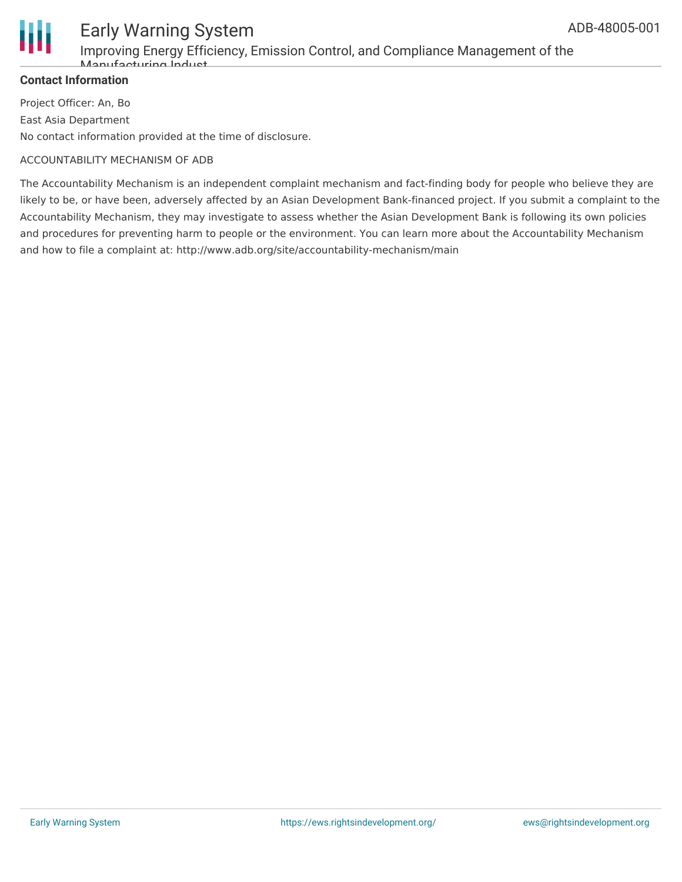**Contact Information**

Project Officer: An, Bo

East Asia Department

No contact information provided at the time of disclosure.

ACCOUNTABILITY MECHANISM OF ADB

The Accountability Mechanism is an independent complaint mechanism and fact-finding body for people who believe they are likely to be, or have been, adversely affected by an Asian Development Bank-financed project. If you submit a complaint to the Accountability Mechanism, they may investigate to assess whether the Asian Development Bank is following its own policies and procedures for preventing harm to people or the environment. You can learn more about the Accountability Mechanism and how to file a complaint at: http://www.adb.org/site/accountability-mechanism/main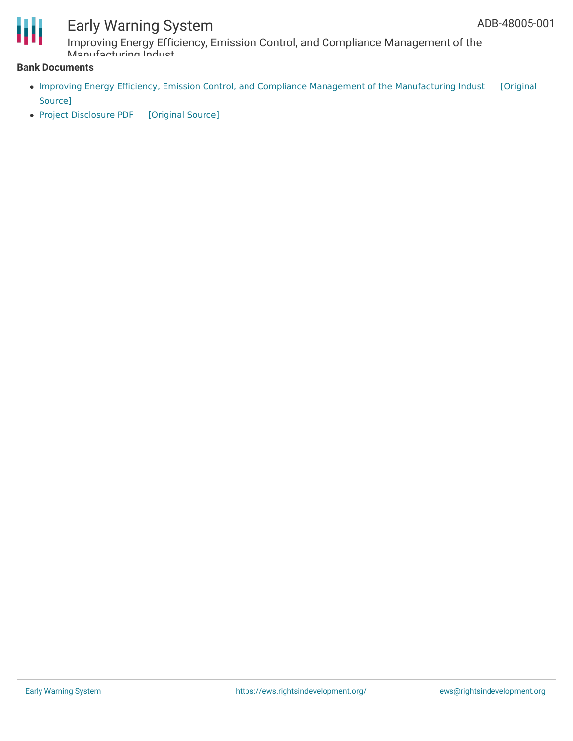**Bank Documents**

- Improving Energy Efficiency, Emission Control, and Compliance Management of the Manufacturing Indust [Original Source]
- Project Disclosure PDF [Original Source]